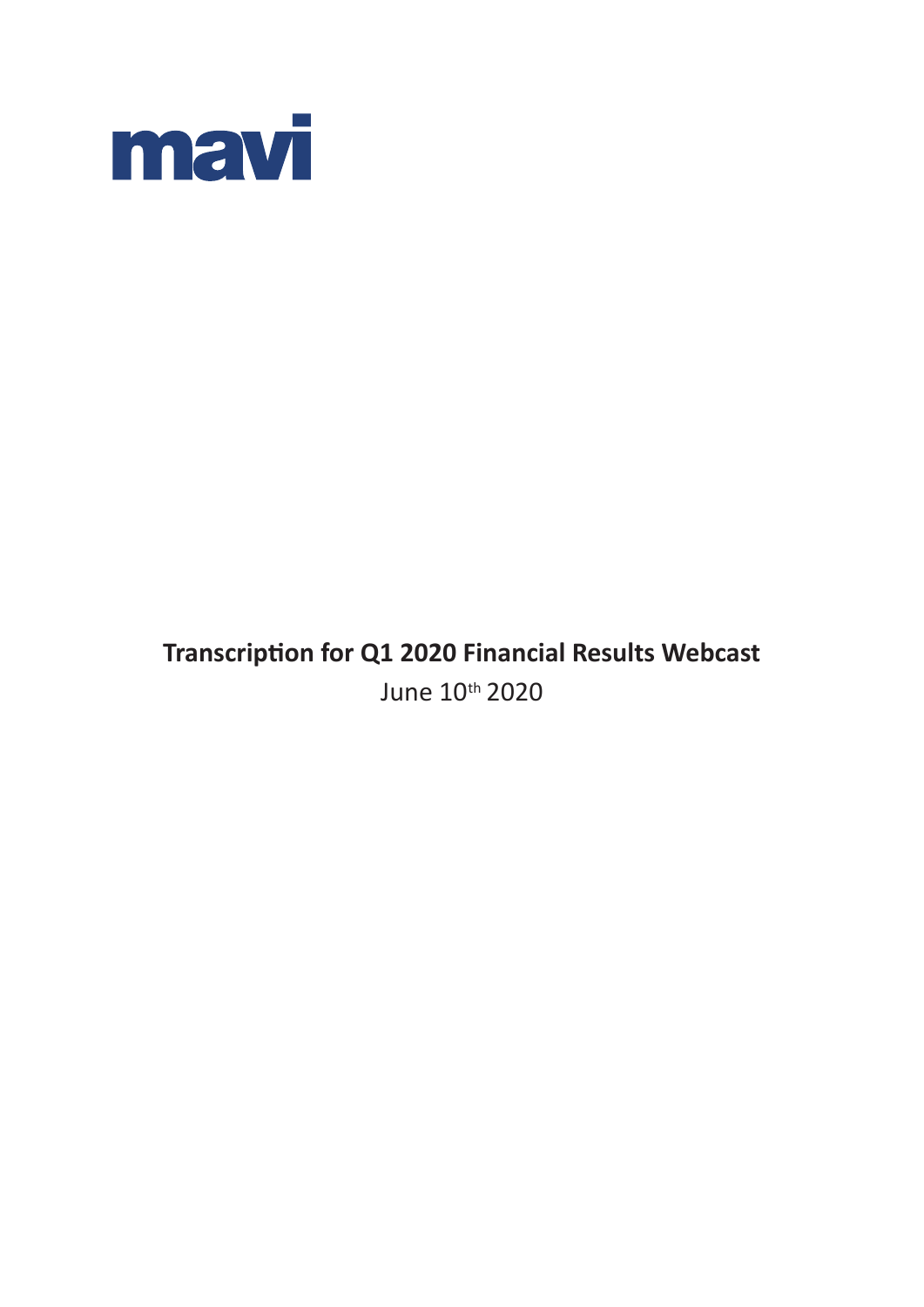mavi

**Transcription for Q1 2020 Financial Results Webcast**

June 10th 2020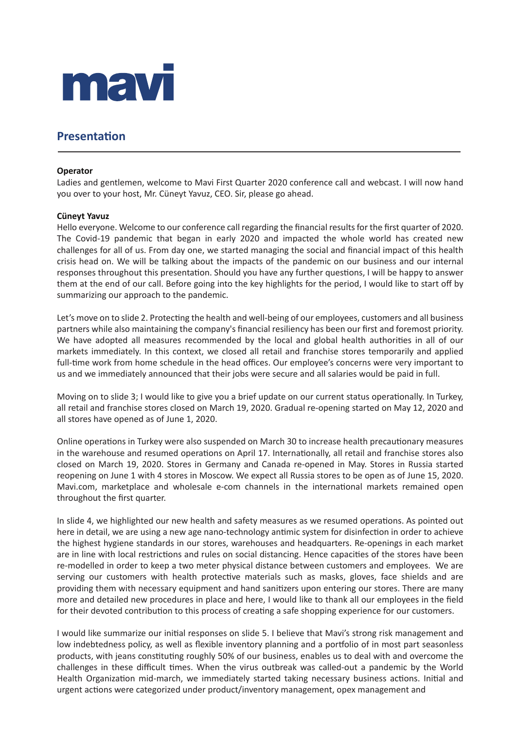mavi

## Presentation

**Operator**
Ladies and gentlemen, welcome to Mavi First Quarter 2020 conference call and webcast. I will now hand you over to your host, Mr. Cüneyt Yavuz, CEO. Sir, please go ahead.

**Cüneyt Yavuz**
Hello everyone. Welcome to our conference call regarding the financial results for the first quarter of 2020. The Covid-19 pandemic that began in early 2020 and impacted the whole world has created new challenges for all of us. From day one, we started managing the social and financial impact of this health crisis head on. We will be talking about the impacts of the pandemic on our business and our internal responses throughout this presentation. Should you have any further questions, I will be happy to answer them at the end of our call. Before going into the key highlights for the period, I would like to start off by summarizing our approach to the pandemic.

Let's move on to slide 2. Protecting the health and well-being of our employees, customers and all business partners while also maintaining the company's financial resiliency has been our first and foremost priority. We have adopted all measures recommended by the local and global health authorities in all of our markets immediately. In this context, we closed all retail and franchise stores temporarily and applied full-time work from home schedule in the head offices. Our employee's concerns were very important to us and we immediately announced that their jobs were secure and all salaries would be paid in full.

Moving on to slide 3; I would like to give you a brief update on our current status operationally. In Turkey, all retail and franchise stores closed on March 19, 2020. Gradual re-opening started on May 12, 2020 and all stores have opened as of June 1, 2020.

Online operations in Turkey were also suspended on March 30 to increase health precautionary measures in the warehouse and resumed operations on April 17. Internationally, all retail and franchise stores also closed on March 19, 2020. Stores in Germany and Canada re-opened in May. Stores in Russia started reopening on June 1 with 4 stores in Moscow. We expect all Russia stores to be open as of June 15, 2020. Mavi.com, marketplace and wholesale e-com channels in the international markets remained open throughout the first quarter.

In slide 4, we highlighted our new health and safety measures as we resumed operations. As pointed out here in detail, we are using a new age nano-technology antimic system for disinfection in order to achieve the highest hygiene standards in our stores, warehouses and headquarters. Re-openings in each market are in line with local restrictions and rules on social distancing. Hence capacities of the stores have been re-modelled in order to keep a two meter physical distance between customers and employees. We are serving our customers with health protective materials such as masks, gloves, face shields and are providing them with necessary equipment and hand sanitizers upon entering our stores. There are many more and detailed new procedures in place and here, I would like to thank all our employees in the field for their devoted contribution to this process of creating a safe shopping experience for our customers.

I would like summarize our initial responses on slide 5. I believe that Mavi's strong risk management and low indebtedness policy, as well as flexible inventory planning and a portfolio of in most part seasonless products, with jeans constituting roughly 50% of our business, enables us to deal with and overcome the challenges in these difficult times. When the virus outbreak was called-out a pandemic by the World Health Organization mid-march, we immediately started taking necessary business actions. Initial and urgent actions were categorized under product/inventory management, opex management and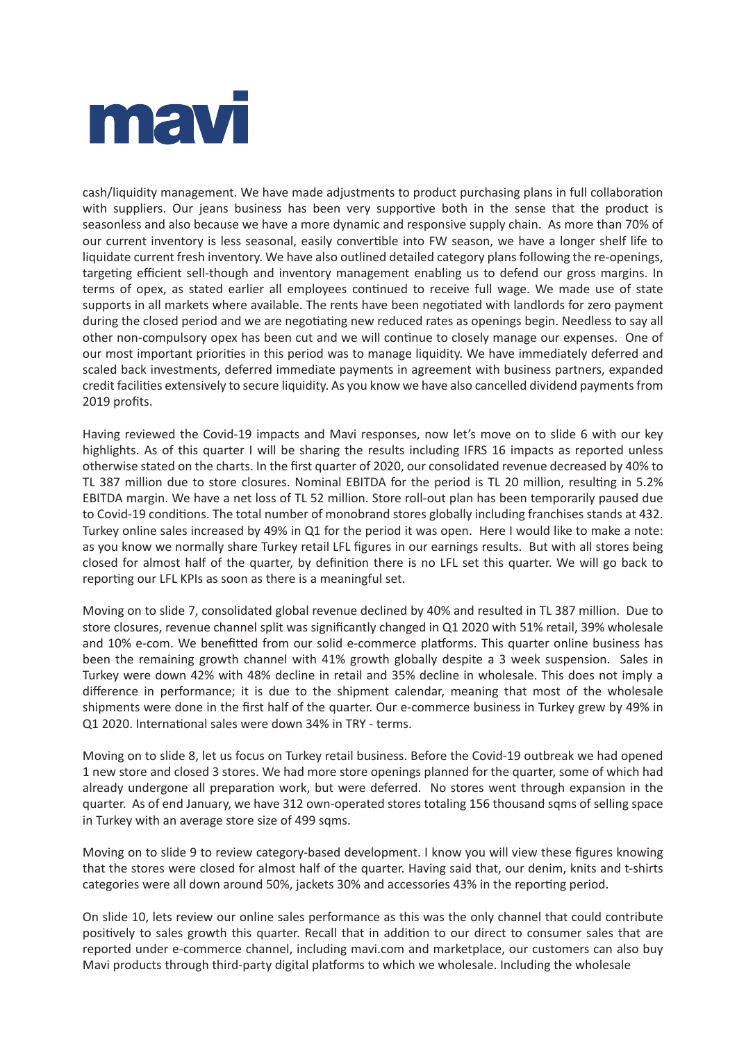cash/liquidity management. We have made adjustments to product purchasing plans in full collaboration with suppliers. Our jeans business has been very supportive both in the sense that the product is seasonless and also because we have a more dynamic and responsive supply chain. As more than 70% of our current inventory is less seasonal, easily convertible into FW season, we have a longer shelf life to liquidate current fresh inventory. We have also outlined detailed category plans following the re-openings, targeting efficient sell-though and inventory management enabling us to defend our gross margins. In terms of opex, as stated earlier all employees continued to receive full wage. We made use of state supports in all markets where available. The rents have been negotiated with landlords for zero payment during the closed period and we are negotiating new reduced rates as openings begin. Needless to say all other non-compulsory opex has been cut and we will continue to closely manage our expenses. One of our most important priorities in this period was to manage liquidity. We have immediately deferred and scaled back investments, deferred immediate payments in agreement with business partners, expanded credit facilities extensively to secure liquidity. As you know we have also cancelled dividend payments from 2019 profits.

Having reviewed the Covid-19 impacts and Mavi responses, now let's move on to slide 6 with our key highlights. As of this quarter I will be sharing the results including IFRS 16 impacts as reported unless otherwise stated on the charts. In the first quarter of 2020, our consolidated revenue decreased by 40% to TL 387 million due to store closures. Nominal EBITDA for the period is TL 20 million, resulting in 5.2% EBITDA margin. We have a net loss of TL 52 million. Store roll-out plan has been temporarily paused due to Covid-19 conditions. The total number of monobrand stores globally including franchises stands at 432. Turkey online sales increased by 49% in Q1 for the period it was open. Here I would like to make a note: as you know we normally share Turkey retail LFL figures in our earnings results. But with all stores being closed for almost half of the quarter, by definition there is no LFL set this quarter. We will go back to reporting our LFL KPIs as soon as there is a meaningful set.

Moving on to slide 7, consolidated global revenue declined by 40% and resulted in TL 387 million. Due to store closures, revenue channel split was significantly changed in Q1 2020 with 51% retail, 39% wholesale and 10% e-com. We benefitted from our solid e-commerce platforms. This quarter online business has been the remaining growth channel with 41% growth globally despite a 3 week suspension. Sales in Turkey were down 42% with 48% decline in retail and 35% decline in wholesale. This does not imply a difference in performance; it is due to the shipment calendar, meaning that most of the wholesale shipments were done in the first half of the quarter. Our e-commerce business in Turkey grew by 49% in Q1 2020. International sales were down 34% in TRY - terms.

Moving on to slide 8, let us focus on Turkey retail business. Before the Covid-19 outbreak we had opened 1 new store and closed 3 stores. We had more store openings planned for the quarter, some of which had already undergone all preparation work, but were deferred. No stores went through expansion in the quarter. As of end January, we have 312 own-operated stores totaling 156 thousand sqms of selling space in Turkey with an average store size of 499 sqms.

Moving on to slide 9 to review category-based development. I know you will view these figures knowing that the stores were closed for almost half of the quarter. Having said that, our denim, knits and t-shirts categories were all down around 50%, jackets 30% and accessories 43% in the reporting period.

On slide 10, lets review our online sales performance as this was the only channel that could contribute positively to sales growth this quarter. Recall that in addition to our direct to consumer sales that are reported under e-commerce channel, including mavi.com and marketplace, our customers can also buy Mavi products through third-party digital platforms to which we wholesale. Including the wholesale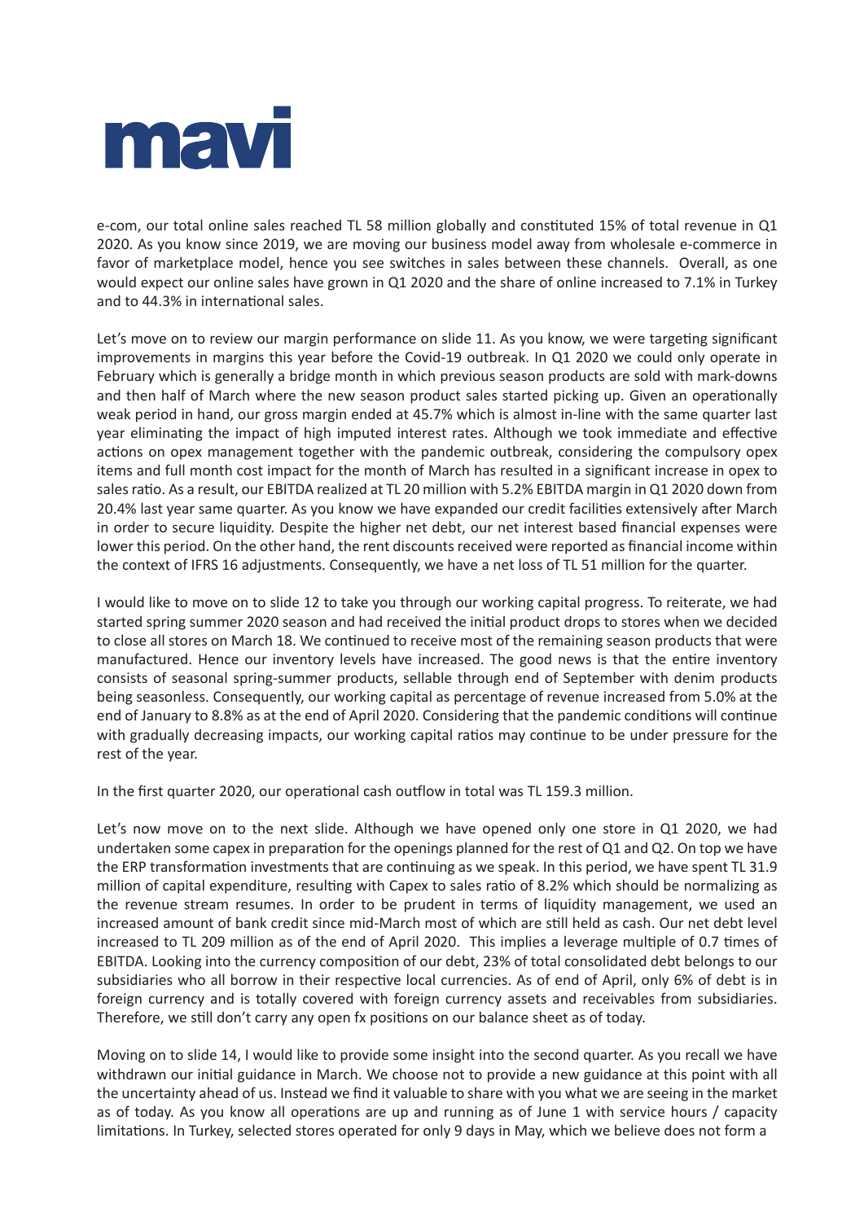e-com, our total online sales reached TL 58 million globally and constituted 15% of total revenue in Q1 2020. As you know since 2019, we are moving our business model away from wholesale e-commerce in favor of marketplace model, hence you see switches in sales between these channels. Overall, as one would expect our online sales have grown in Q1 2020 and the share of online increased to 7.1% in Turkey and to 44.3% in international sales.

Let's move on to review our margin performance on slide 11. As you know, we were targeting significant improvements in margins this year before the Covid-19 outbreak. In Q1 2020 we could only operate in February which is generally a bridge month in which previous season products are sold with mark-downs and then half of March where the new season product sales started picking up. Given an operationally weak period in hand, our gross margin ended at 45.7% which is almost in-line with the same quarter last year eliminating the impact of high imputed interest rates. Although we took immediate and effective actions on opex management together with the pandemic outbreak, considering the compulsory opex items and full month cost impact for the month of March has resulted in a significant increase in opex to sales ratio. As a result, our EBITDA realized at TL 20 million with 5.2% EBITDA margin in Q1 2020 down from 20.4% last year same quarter. As you know we have expanded our credit facilities extensively after March in order to secure liquidity. Despite the higher net debt, our net interest based financial expenses were lower this period. On the other hand, the rent discounts received were reported as financial income within the context of IFRS 16 adjustments. Consequently, we have a net loss of TL 51 million for the quarter.

I would like to move on to slide 12 to take you through our working capital progress. To reiterate, we had started spring summer 2020 season and had received the initial product drops to stores when we decided to close all stores on March 18. We continued to receive most of the remaining season products that were manufactured. Hence our inventory levels have increased. The good news is that the entire inventory consists of seasonal spring-summer products, sellable through end of September with denim products being seasonless. Consequently, our working capital as percentage of revenue increased from 5.0% at the end of January to 8.8% as at the end of April 2020. Considering that the pandemic conditions will continue with gradually decreasing impacts, our working capital ratios may continue to be under pressure for the rest of the year.

In the first quarter 2020, our operational cash outflow in total was TL 159.3 million.

Let's now move on to the next slide. Although we have opened only one store in Q1 2020, we had undertaken some capex in preparation for the openings planned for the rest of Q1 and Q2. On top we have the ERP transformation investments that are continuing as we speak. In this period, we have spent TL 31.9 million of capital expenditure, resulting with Capex to sales ratio of 8.2% which should be normalizing as the revenue stream resumes. In order to be prudent in terms of liquidity management, we used an increased amount of bank credit since mid-March most of which are still held as cash. Our net debt level increased to TL 209 million as of the end of April 2020. This implies a leverage multiple of 0.7 times of EBITDA. Looking into the currency composition of our debt, 23% of total consolidated debt belongs to our subsidiaries who all borrow in their respective local currencies. As of end of April, only 6% of debt is in foreign currency and is totally covered with foreign currency assets and receivables from subsidiaries. Therefore, we still don't carry any open fx positions on our balance sheet as of today.

Moving on to slide 14, I would like to provide some insight into the second quarter. As you recall we have withdrawn our initial guidance in March. We choose not to provide a new guidance at this point with all the uncertainty ahead of us. Instead we find it valuable to share with you what we are seeing in the market as of today. As you know all operations are up and running as of June 1 with service hours / capacity limitations. In Turkey, selected stores operated for only 9 days in May, which we believe does not form a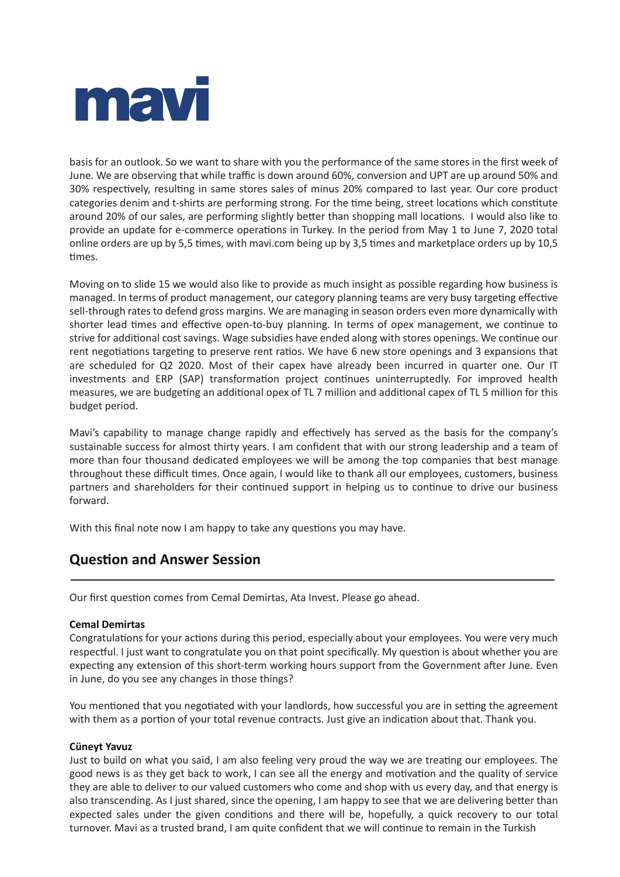basis for an outlook. So we want to share with you the performance of the same stores in the first week of June. We are observing that while traffic is down around 60%, conversion and UPT are up around 50% and 30% respectively, resulting in same stores sales of minus 20% compared to last year. Our core product categories denim and t-shirts are performing strong. For the time being, street locations which constitute around 20% of our sales, are performing slightly better than shopping mall locations. I would also like to provide an update for e-commerce operations in Turkey. In the period from May 1 to June 7, 2020 total online orders are up by 5,5 times, with mavi.com being up by 3,5 times and marketplace orders up by 10,5 times.

Moving on to slide 15 we would also like to provide as much insight as possible regarding how business is managed. In terms of product management, our category planning teams are very busy targeting effective sell-through rates to defend gross margins. We are managing in season orders even more dynamically with shorter lead times and effective open-to-buy planning. In terms of opex management, we continue to strive for additional cost savings. Wage subsidies have ended along with stores openings. We continue our rent negotiations targeting to preserve rent ratios. We have 6 new store openings and 3 expansions that are scheduled for Q2 2020. Most of their capex have already been incurred in quarter one. Our IT investments and ERP (SAP) transformation project continues uninterruptedly. For improved health measures, we are budgeting an additional opex of TL 7 million and additional capex of TL 5 million for this budget period.

Mavi's capability to manage change rapidly and effectively has served as the basis for the company's sustainable success for almost thirty years. I am confident that with our strong leadership and a team of more than four thousand dedicated employees we will be among the top companies that best manage throughout these difficult times. Once again, I would like to thank all our employees, customers, business partners and shareholders for their continued support in helping us to continue to drive our business forward.

With this final note now I am happy to take any questions you may have.

## Question and Answer Session

---

Our first question comes from Cemal Demirtas, Ata Invest. Please go ahead.

**Cemal Demirtas**

Congratulations for your actions during this period, especially about your employees. You were very much respectful. I just want to congratulate you on that point specifically. My question is about whether you are expecting any extension of this short-term working hours support from the Government after June. Even in June, do you see any changes in those things?

You mentioned that you negotiated with your landlords, how successful you are in setting the agreement with them as a portion of your total revenue contracts. Just give an indication about that. Thank you.

**Cüneyt Yavuz**

Just to build on what you said, I am also feeling very proud the way we are treating our employees. The good news is as they get back to work, I can see all the energy and motivation and the quality of service they are able to deliver to our valued customers who come and shop with us every day, and that energy is also transcending. As I just shared, since the opening, I am happy to see that we are delivering better than expected sales under the given conditions and there will be, hopefully, a quick recovery to our total turnover. Mavi as a trusted brand, I am quite confident that we will continue to remain in the Turkish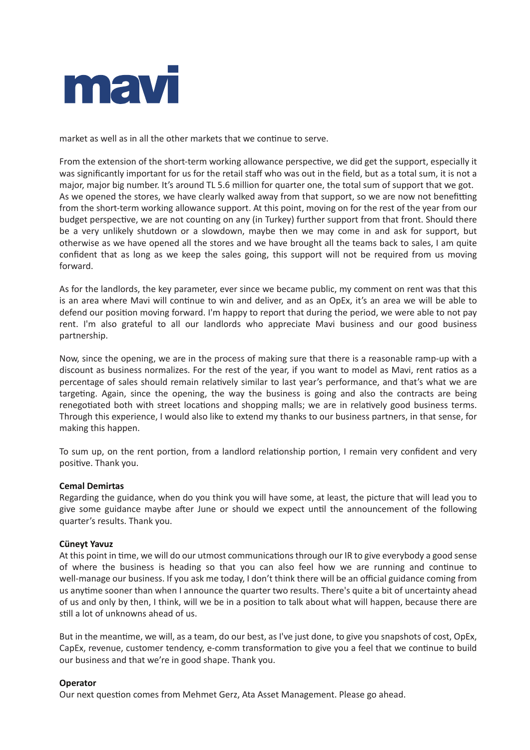market as well as in all the other markets that we continue to serve.

From the extension of the short-term working allowance perspective, we did get the support, especially it was significantly important for us for the retail staff who was out in the field, but as a total sum, it is not a major, major big number. It's around TL 5.6 million for quarter one, the total sum of support that we got. As we opened the stores, we have clearly walked away from that support, so we are now not benefitting from the short-term working allowance support. At this point, moving on for the rest of the year from our budget perspective, we are not counting on any (in Turkey) further support from that front. Should there be a very unlikely shutdown or a slowdown, maybe then we may come in and ask for support, but otherwise as we have opened all the stores and we have brought all the teams back to sales, I am quite confident that as long as we keep the sales going, this support will not be required from us moving forward.

As for the landlords, the key parameter, ever since we became public, my comment on rent was that this is an area where Mavi will continue to win and deliver, and as an OpEx, it's an area we will be able to defend our position moving forward. I'm happy to report that during the period, we were able to not pay rent. I'm also grateful to all our landlords who appreciate Mavi business and our good business partnership.

Now, since the opening, we are in the process of making sure that there is a reasonable ramp-up with a discount as business normalizes. For the rest of the year, if you want to model as Mavi, rent ratios as a percentage of sales should remain relatively similar to last year's performance, and that's what we are targeting. Again, since the opening, the way the business is going and also the contracts are being renegotiated both with street locations and shopping malls; we are in relatively good business terms. Through this experience, I would also like to extend my thanks to our business partners, in that sense, for making this happen.

To sum up, on the rent portion, from a landlord relationship portion, I remain very confident and very positive. Thank you.

**Cemal Demirtas**
Regarding the guidance, when do you think you will have some, at least, the picture that will lead you to give some guidance maybe after June or should we expect until the announcement of the following quarter's results. Thank you.

**Cüneyt Yavuz**
At this point in time, we will do our utmost communications through our IR to give everybody a good sense of where the business is heading so that you can also feel how we are running and continue to well-manage our business. If you ask me today, I don't think there will be an official guidance coming from us anytime sooner than when I announce the quarter two results. There's quite a bit of uncertainty ahead of us and only by then, I think, will we be in a position to talk about what will happen, because there are still a lot of unknowns ahead of us.

But in the meantime, we will, as a team, do our best, as I've just done, to give you snapshots of cost, OpEx, CapEx, revenue, customer tendency, e-comm transformation to give you a feel that we continue to build our business and that we're in good shape. Thank you.

**Operator**
Our next question comes from Mehmet Gerz, Ata Asset Management. Please go ahead.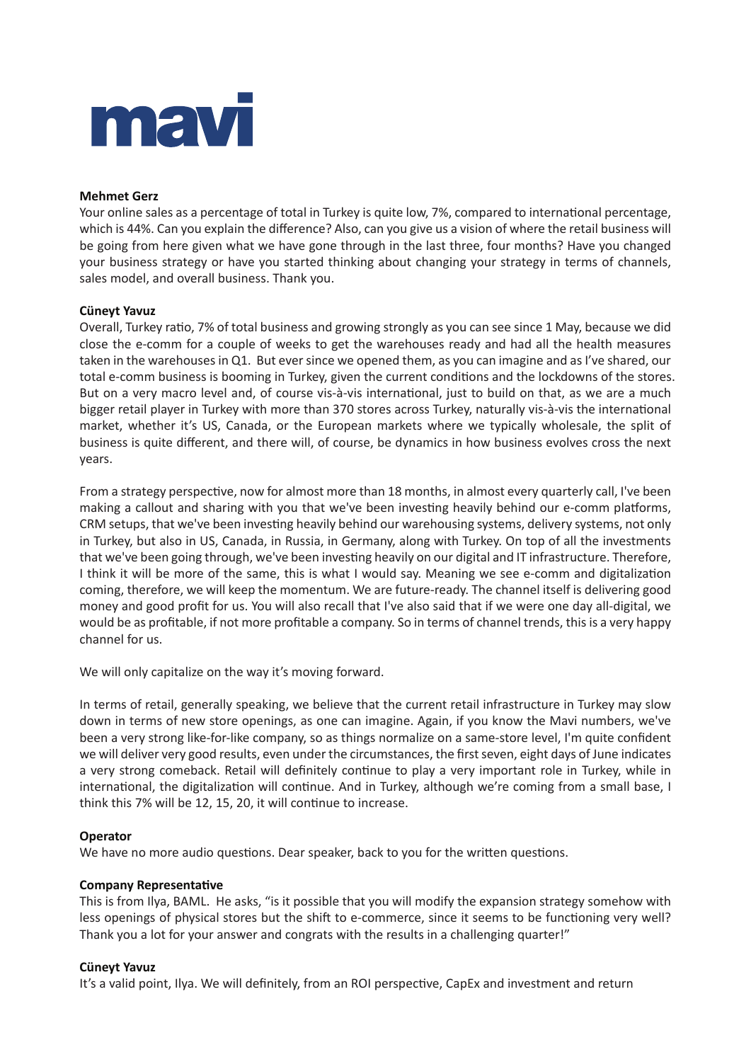**Mehmet Gerz**
Your online sales as a percentage of total in Turkey is quite low, 7%, compared to international percentage, which is 44%. Can you explain the difference? Also, can you give us a vision of where the retail business will be going from here given what we have gone through in the last three, four months? Have you changed your business strategy or have you started thinking about changing your strategy in terms of channels, sales model, and overall business. Thank you.

**Cüneyt Yavuz**
Overall, Turkey ratio, 7% of total business and growing strongly as you can see since 1 May, because we did close the e-comm for a couple of weeks to get the warehouses ready and had all the health measures taken in the warehouses in Q1. But ever since we opened them, as you can imagine and as I've shared, our total e-comm business is booming in Turkey, given the current conditions and the lockdowns of the stores. But on a very macro level and, of course vis-à-vis international, just to build on that, as we are a much bigger retail player in Turkey with more than 370 stores across Turkey, naturally vis-à-vis the international market, whether it's US, Canada, or the European markets where we typically wholesale, the split of business is quite different, and there will, of course, be dynamics in how business evolves cross the next years.

From a strategy perspective, now for almost more than 18 months, in almost every quarterly call, I've been making a callout and sharing with you that we've been investing heavily behind our e-comm platforms, CRM setups, that we've been investing heavily behind our warehousing systems, delivery systems, not only in Turkey, but also in US, Canada, in Russia, in Germany, along with Turkey. On top of all the investments that we've been going through, we've been investing heavily on our digital and IT infrastructure. Therefore, I think it will be more of the same, this is what I would say. Meaning we see e-comm and digitalization coming, therefore, we will keep the momentum. We are future-ready. The channel itself is delivering good money and good profit for us. You will also recall that I've also said that if we were one day all-digital, we would be as profitable, if not more profitable a company. So in terms of channel trends, this is a very happy channel for us.

We will only capitalize on the way it's moving forward.

In terms of retail, generally speaking, we believe that the current retail infrastructure in Turkey may slow down in terms of new store openings, as one can imagine. Again, if you know the Mavi numbers, we've been a very strong like-for-like company, so as things normalize on a same-store level, I'm quite confident we will deliver very good results, even under the circumstances, the first seven, eight days of June indicates a very strong comeback. Retail will definitely continue to play a very important role in Turkey, while in international, the digitalization will continue. And in Turkey, although we're coming from a small base, I think this 7% will be 12, 15, 20, it will continue to increase.

**Operator**
We have no more audio questions. Dear speaker, back to you for the written questions.

**Company Representative**
This is from Ilya, BAML. He asks, "is it possible that you will modify the expansion strategy somehow with less openings of physical stores but the shift to e-commerce, since it seems to be functioning very well? Thank you a lot for your answer and congrats with the results in a challenging quarter!"

**Cüneyt Yavuz**
It's a valid point, Ilya. We will definitely, from an ROI perspective, CapEx and investment and return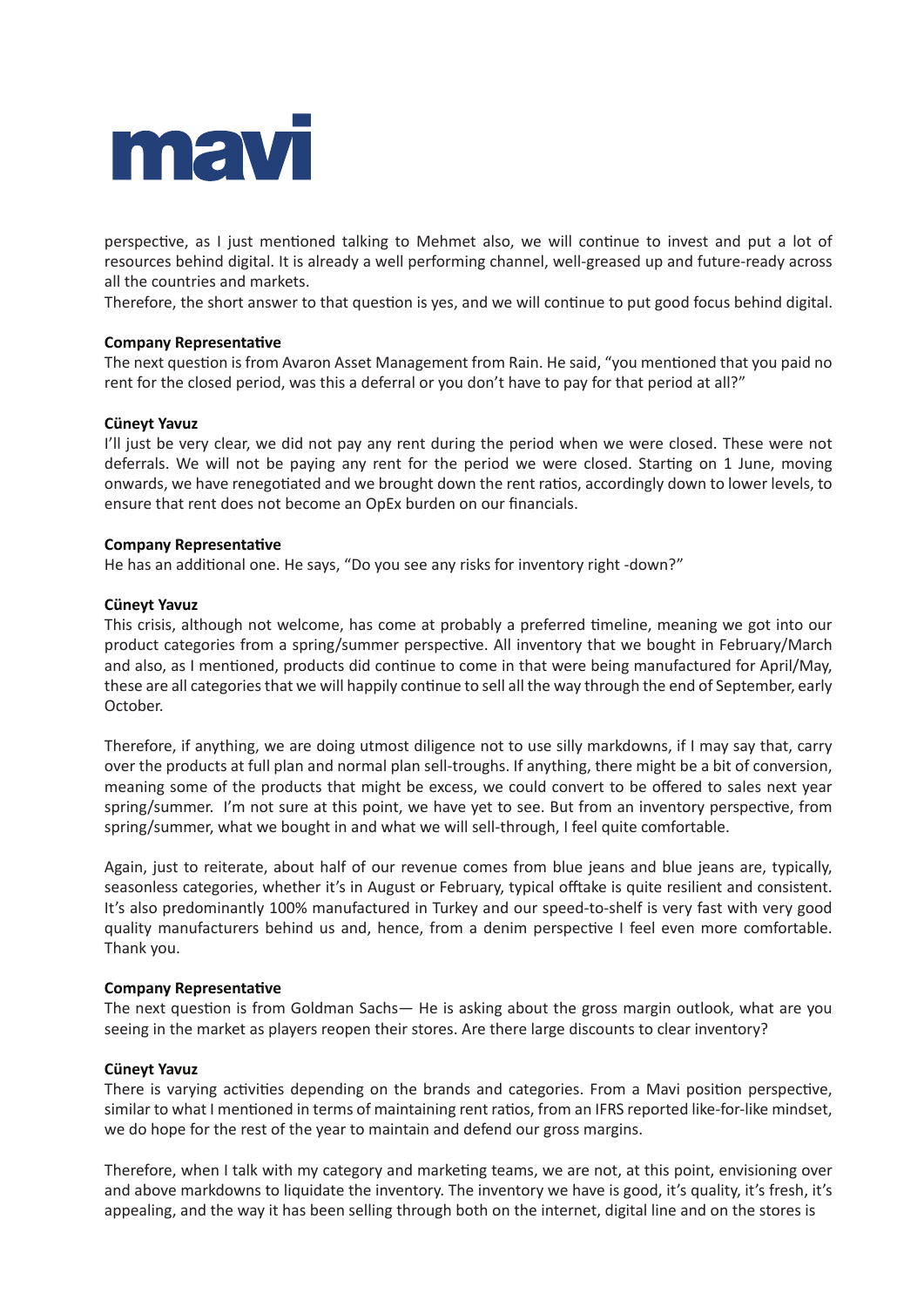perspective, as I just mentioned talking to Mehmet also, we will continue to invest and put a lot of resources behind digital. It is already a well performing channel, well-greased up and future-ready across all the countries and markets.
Therefore, the short answer to that question is yes, and we will continue to put good focus behind digital.

**Company Representative**
The next question is from Avaron Asset Management from Rain. He said, "you mentioned that you paid no rent for the closed period, was this a deferral or you don't have to pay for that period at all?"

**Cüneyt Yavuz**
I'll just be very clear, we did not pay any rent during the period when we were closed. These were not deferrals. We will not be paying any rent for the period we were closed. Starting on 1 June, moving onwards, we have renegotiated and we brought down the rent ratios, accordingly down to lower levels, to ensure that rent does not become an OpEx burden on our financials.

**Company Representative**
He has an additional one. He says, "Do you see any risks for inventory right -down?"

**Cüneyt Yavuz**
This crisis, although not welcome, has come at probably a preferred timeline, meaning we got into our product categories from a spring/summer perspective. All inventory that we bought in February/March and also, as I mentioned, products did continue to come in that were being manufactured for April/May, these are all categories that we will happily continue to sell all the way through the end of September, early October.

Therefore, if anything, we are doing utmost diligence not to use silly markdowns, if I may say that, carry over the products at full plan and normal plan sell-troughs. If anything, there might be a bit of conversion, meaning some of the products that might be excess, we could convert to be offered to sales next year spring/summer. I'm not sure at this point, we have yet to see. But from an inventory perspective, from spring/summer, what we bought in and what we will sell-through, I feel quite comfortable.

Again, just to reiterate, about half of our revenue comes from blue jeans and blue jeans are, typically, seasonless categories, whether it's in August or February, typical offtake is quite resilient and consistent. It's also predominantly 100% manufactured in Turkey and our speed-to-shelf is very fast with very good quality manufacturers behind us and, hence, from a denim perspective I feel even more comfortable. Thank you.

**Company Representative**
The next question is from Goldman Sachs— He is asking about the gross margin outlook, what are you seeing in the market as players reopen their stores. Are there large discounts to clear inventory?

**Cüneyt Yavuz**
There is varying activities depending on the brands and categories. From a Mavi position perspective, similar to what I mentioned in terms of maintaining rent ratios, from an IFRS reported like-for-like mindset, we do hope for the rest of the year to maintain and defend our gross margins.

Therefore, when I talk with my category and marketing teams, we are not, at this point, envisioning over and above markdowns to liquidate the inventory. The inventory we have is good, it's quality, it's fresh, it's appealing, and the way it has been selling through both on the internet, digital line and on the stores is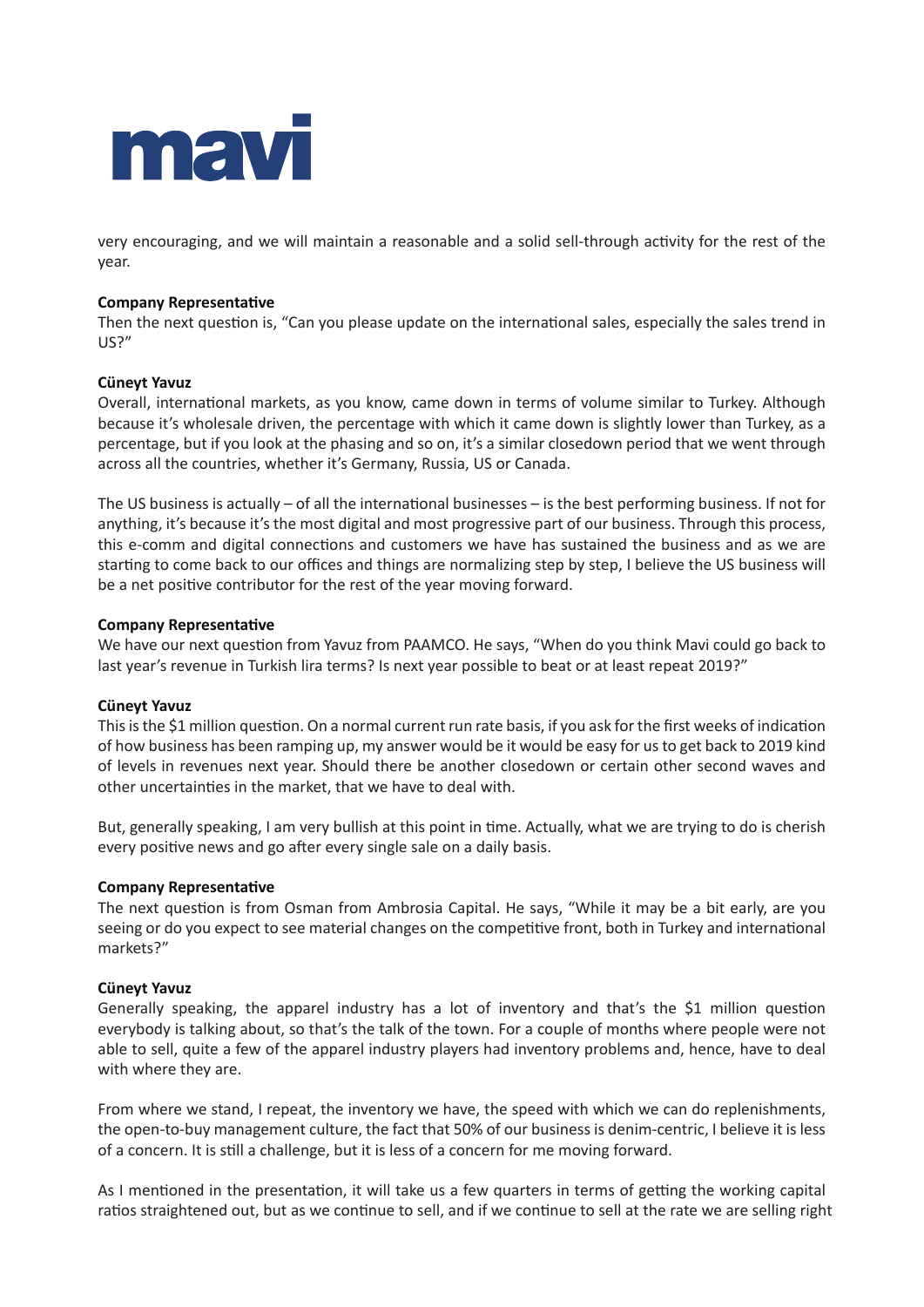very encouraging, and we will maintain a reasonable and a solid sell-through activity for the rest of the year.

**Company Representative**
Then the next question is, "Can you please update on the international sales, especially the sales trend in US?"

**Cüneyt Yavuz**
Overall, international markets, as you know, came down in terms of volume similar to Turkey. Although because it's wholesale driven, the percentage with which it came down is slightly lower than Turkey, as a percentage, but if you look at the phasing and so on, it's a similar closedown period that we went through across all the countries, whether it's Germany, Russia, US or Canada.

The US business is actually – of all the international businesses – is the best performing business. If not for anything, it's because it's the most digital and most progressive part of our business. Through this process, this e-comm and digital connections and customers we have has sustained the business and as we are starting to come back to our offices and things are normalizing step by step, I believe the US business will be a net positive contributor for the rest of the year moving forward.

**Company Representative**
We have our next question from Yavuz from PAAMCO. He says, "When do you think Mavi could go back to last year's revenue in Turkish lira terms? Is next year possible to beat or at least repeat 2019?"

**Cüneyt Yavuz**
This is the $1 million question. On a normal current run rate basis, if you ask for the first weeks of indication of how business has been ramping up, my answer would be it would be easy for us to get back to 2019 kind of levels in revenues next year. Should there be another closedown or certain other second waves and other uncertainties in the market, that we have to deal with.

But, generally speaking, I am very bullish at this point in time. Actually, what we are trying to do is cherish every positive news and go after every single sale on a daily basis.

**Company Representative**
The next question is from Osman from Ambrosia Capital. He says, "While it may be a bit early, are you seeing or do you expect to see material changes on the competitive front, both in Turkey and international markets?"

**Cüneyt Yavuz**
Generally speaking, the apparel industry has a lot of inventory and that's the $1 million question everybody is talking about, so that's the talk of the town. For a couple of months where people were not able to sell, quite a few of the apparel industry players had inventory problems and, hence, have to deal with where they are.

From where we stand, I repeat, the inventory we have, the speed with which we can do replenishments, the open-to-buy management culture, the fact that 50% of our business is denim-centric, I believe it is less of a concern. It is still a challenge, but it is less of a concern for me moving forward.

As I mentioned in the presentation, it will take us a few quarters in terms of getting the working capital ratios straightened out, but as we continue to sell, and if we continue to sell at the rate we are selling right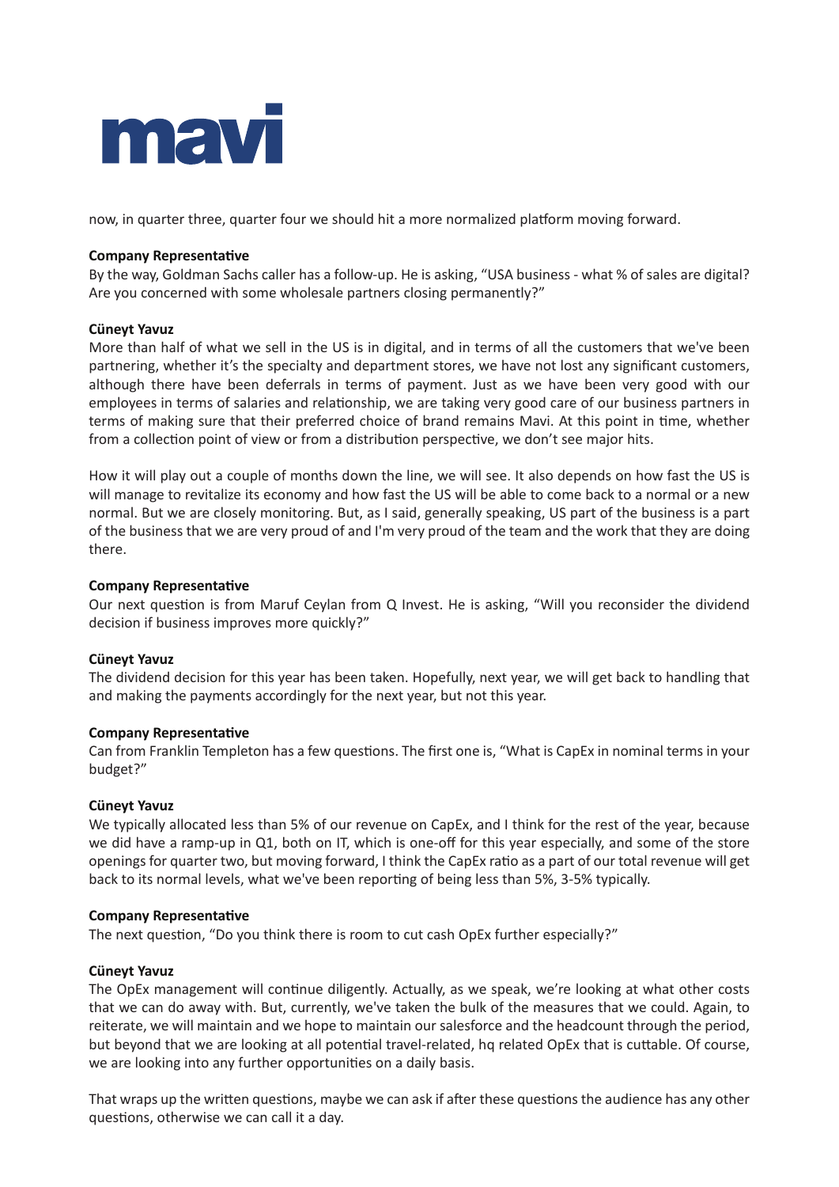now, in quarter three, quarter four we should hit a more normalized platform moving forward.

**Company Representative**
By the way, Goldman Sachs caller has a follow-up. He is asking, "USA business - what % of sales are digital? Are you concerned with some wholesale partners closing permanently?"

**Cüneyt Yavuz**
More than half of what we sell in the US is in digital, and in terms of all the customers that we've been partnering, whether it's the specialty and department stores, we have not lost any significant customers, although there have been deferrals in terms of payment. Just as we have been very good with our employees in terms of salaries and relationship, we are taking very good care of our business partners in terms of making sure that their preferred choice of brand remains Mavi. At this point in time, whether from a collection point of view or from a distribution perspective, we don't see major hits.

How it will play out a couple of months down the line, we will see. It also depends on how fast the US is will manage to revitalize its economy and how fast the US will be able to come back to a normal or a new normal. But we are closely monitoring. But, as I said, generally speaking, US part of the business is a part of the business that we are very proud of and I'm very proud of the team and the work that they are doing there.

**Company Representative**
Our next question is from Maruf Ceylan from Q Invest. He is asking, "Will you reconsider the dividend decision if business improves more quickly?"

**Cüneyt Yavuz**
The dividend decision for this year has been taken. Hopefully, next year, we will get back to handling that and making the payments accordingly for the next year, but not this year.

**Company Representative**
Can from Franklin Templeton has a few questions. The first one is, "What is CapEx in nominal terms in your budget?"

**Cüneyt Yavuz**
We typically allocated less than 5% of our revenue on CapEx, and I think for the rest of the year, because we did have a ramp-up in Q1, both on IT, which is one-off for this year especially, and some of the store openings for quarter two, but moving forward, I think the CapEx ratio as a part of our total revenue will get back to its normal levels, what we've been reporting of being less than 5%, 3-5% typically.

**Company Representative**
The next question, "Do you think there is room to cut cash OpEx further especially?"

**Cüneyt Yavuz**
The OpEx management will continue diligently. Actually, as we speak, we're looking at what other costs that we can do away with. But, currently, we've taken the bulk of the measures that we could. Again, to reiterate, we will maintain and we hope to maintain our salesforce and the headcount through the period, but beyond that we are looking at all potential travel-related, hq related OpEx that is cuttable. Of course, we are looking into any further opportunities on a daily basis.

That wraps up the written questions, maybe we can ask if after these questions the audience has any other questions, otherwise we can call it a day.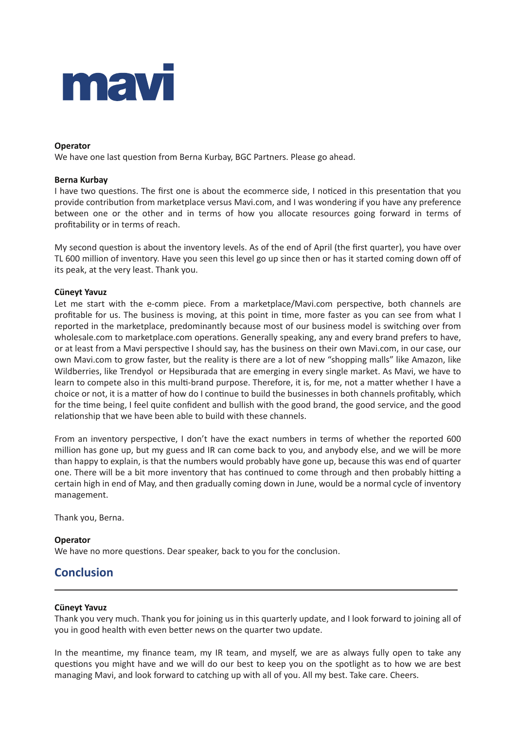mavi

**Operator**
We have one last question from Berna Kurbay, BGC Partners. Please go ahead.

**Berna Kurbay**
I have two questions. The first one is about the ecommerce side, I noticed in this presentation that you provide contribution from marketplace versus Mavi.com, and I was wondering if you have any preference between one or the other and in terms of how you allocate resources going forward in terms of profitability or in terms of reach.

My second question is about the inventory levels. As of the end of April (the first quarter), you have over TL 600 million of inventory. Have you seen this level go up since then or has it started coming down off of its peak, at the very least. Thank you.

**Cüneyt Yavuz**
Let me start with the e-comm piece. From a marketplace/Mavi.com perspective, both channels are profitable for us. The business is moving, at this point in time, more faster as you can see from what I reported in the marketplace, predominantly because most of our business model is switching over from wholesale.com to marketplace.com operations. Generally speaking, any and every brand prefers to have, or at least from a Mavi perspective I should say, has the business on their own Mavi.com, in our case, our own Mavi.com to grow faster, but the reality is there are a lot of new "shopping malls" like Amazon, like Wildberries, like Trendyol or Hepsiburada that are emerging in every single market. As Mavi, we have to learn to compete also in this multi-brand purpose. Therefore, it is, for me, not a matter whether I have a choice or not, it is a matter of how do I continue to build the businesses in both channels profitably, which for the time being, I feel quite confident and bullish with the good brand, the good service, and the good relationship that we have been able to build with these channels.

From an inventory perspective, I don't have the exact numbers in terms of whether the reported 600 million has gone up, but my guess and IR can come back to you, and anybody else, and we will be more than happy to explain, is that the numbers would probably have gone up, because this was end of quarter one. There will be a bit more inventory that has continued to come through and then probably hitting a certain high in end of May, and then gradually coming down in June, would be a normal cycle of inventory management.

Thank you, Berna.

**Operator**
We have no more questions. Dear speaker, back to you for the conclusion.

## Conclusion

**Cüneyt Yavuz**
Thank you very much. Thank you for joining us in this quarterly update, and I look forward to joining all of you in good health with even better news on the quarter two update.

In the meantime, my finance team, my IR team, and myself, we are as always fully open to take any questions you might have and we will do our best to keep you on the spotlight as to how we are best managing Mavi, and look forward to catching up with all of you. All my best. Take care. Cheers.